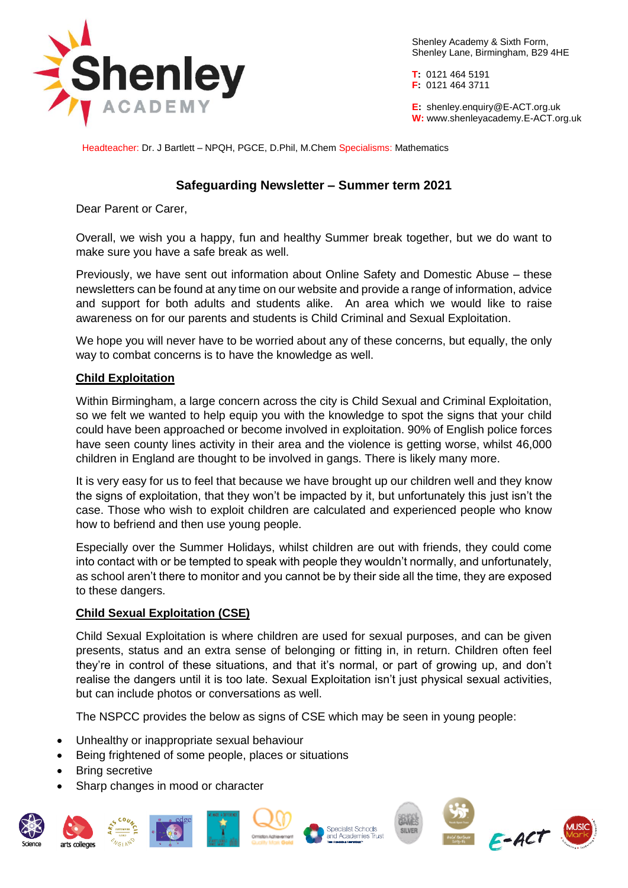Shenley Academy & Sixth Form,
Shenley Lane, Birmingham, B29 4HE

**T:** 0121 464 5191
**F:** 0121 464 3711

**E:** shenley.enquiry@E-ACT.org.uk
**W:** www.shenleyacademy.E-ACT.org.uk

Headteacher: Dr. J Bartlett – NPQH, PGCE, D.Phil, M.Chem Specialisms: Mathematics

## Safeguarding Newsletter – Summer term 2021

Dear Parent or Carer,

Overall, we wish you a happy, fun and healthy Summer break together, but we do want to make sure you have a safe break as well.

Previously, we have sent out information about Online Safety and Domestic Abuse – these newsletters can be found at any time on our website and provide a range of information, advice and support for both adults and students alike. An area which we would like to raise awareness on for our parents and students is Child Criminal and Sexual Exploitation.

We hope you will never have to be worried about any of these concerns, but equally, the only way to combat concerns is to have the knowledge as well.

### Child Exploitation

Within Birmingham, a large concern across the city is Child Sexual and Criminal Exploitation, so we felt we wanted to help equip you with the knowledge to spot the signs that your child could have been approached or become involved in exploitation. 90% of English police forces have seen county lines activity in their area and the violence is getting worse, whilst 46,000 children in England are thought to be involved in gangs. There is likely many more.

It is very easy for us to feel that because we have brought up our children well and they know the signs of exploitation, that they won't be impacted by it, but unfortunately this just isn't the case. Those who wish to exploit children are calculated and experienced people who know how to befriend and then use young people.

Especially over the Summer Holidays, whilst children are out with friends, they could come into contact with or be tempted to speak with people they wouldn't normally, and unfortunately, as school aren't there to monitor and you cannot be by their side all the time, they are exposed to these dangers.

### Child Sexual Exploitation (CSE)

Child Sexual Exploitation is where children are used for sexual purposes, and can be given presents, status and an extra sense of belonging or fitting in, in return. Children often feel they're in control of these situations, and that it's normal, or part of growing up, and don't realise the dangers until it is too late. Sexual Exploitation isn't just physical sexual activities, but can include photos or conversations as well.

The NSPCC provides the below as signs of CSE which may be seen in young people:

- Unhealthy or inappropriate sexual behaviour
- Being frightened of some people, places or situations
- Bring secretive
- Sharp changes in mood or character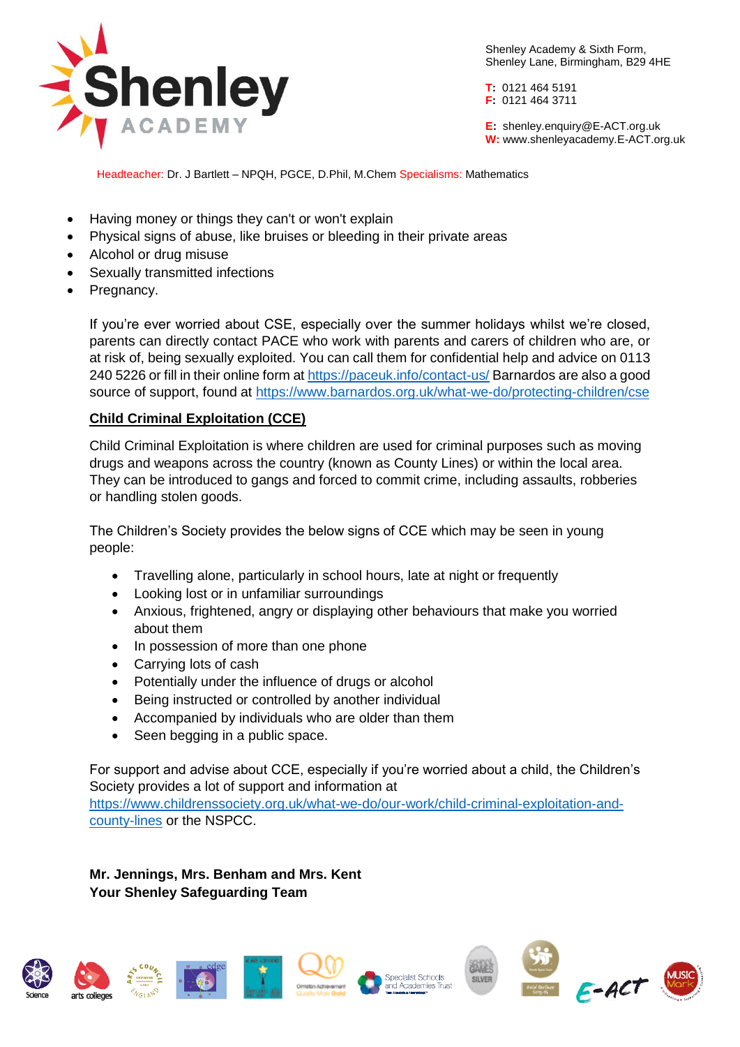- Having money or things they can't or won't explain
- Physical signs of abuse, like bruises or bleeding in their private areas
- Alcohol or drug misuse
- Sexually transmitted infections
- Pregnancy.

If you're ever worried about CSE, especially over the summer holidays whilst we're closed, parents can directly contact PACE who work with parents and carers of children who are, or at risk of, being sexually exploited. You can call them for confidential help and advice on 0113 240 5226 or fill in their online form at https://paceuk.info/contact-us/ Barnardos are also a good source of support, found at https://www.barnardos.org.uk/what-we-do/protecting-children/cse

**Child Criminal Exploitation (CCE)**

Child Criminal Exploitation is where children are used for criminal purposes such as moving drugs and weapons across the country (known as County Lines) or within the local area. They can be introduced to gangs and forced to commit crime, including assaults, robberies or handling stolen goods.

The Children's Society provides the below signs of CCE which may be seen in young people:

- Travelling alone, particularly in school hours, late at night or frequently
- Looking lost or in unfamiliar surroundings
- Anxious, frightened, angry or displaying other behaviours that make you worried about them
- In possession of more than one phone
- Carrying lots of cash
- Potentially under the influence of drugs or alcohol
- Being instructed or controlled by another individual
- Accompanied by individuals who are older than them
- Seen begging in a public space.

For support and advise about CCE, especially if you're worried about a child, the Children's Society provides a lot of support and information at https://www.childrenssociety.org.uk/what-we-do/our-work/child-criminal-exploitation-and-county-lines or the NSPCC.

**Mr. Jennings, Mrs. Benham and Mrs. Kent**
**Your Shenley Safeguarding Team**